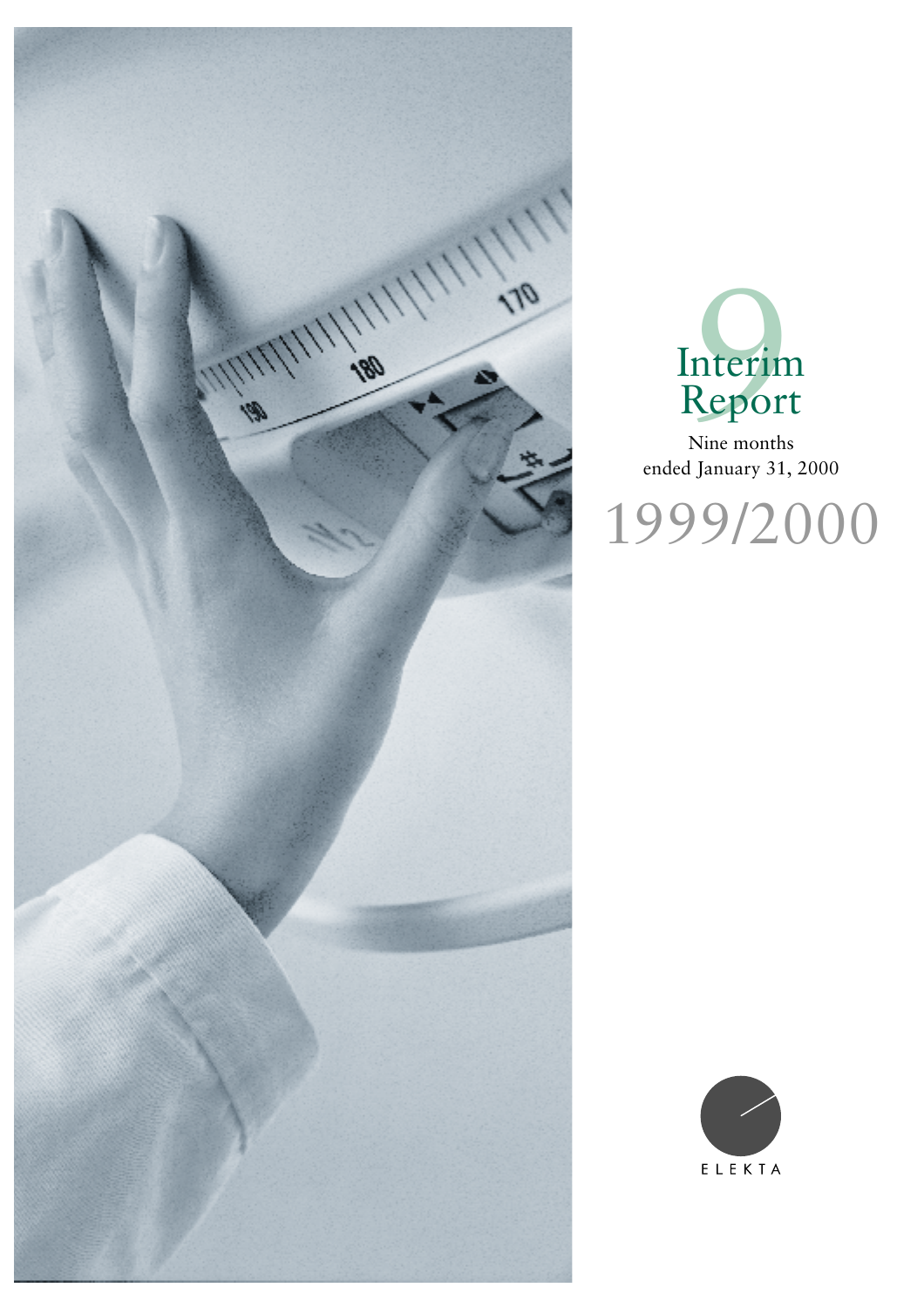# Interim Report

Nine months ended January 31, 2000

1999/2000

ELEKTA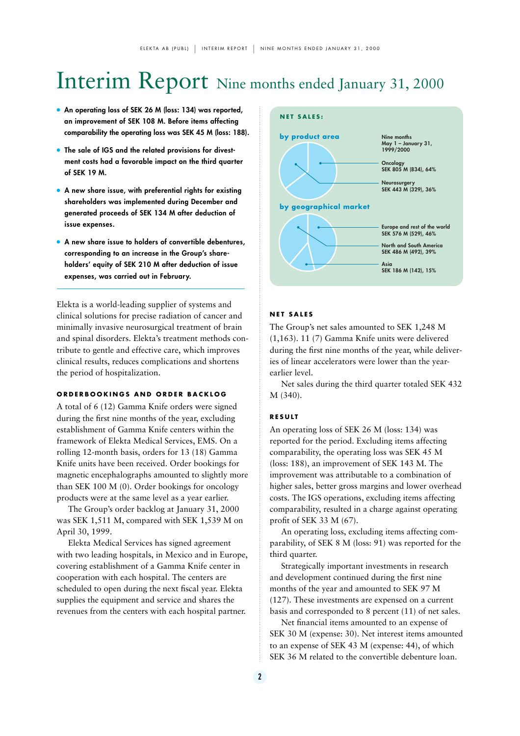# Interim Report Nine months ended January 31, 2000

- **An operating loss of SEK 26 M (loss: 134) was reported, an improvement of SEK 108 M. Before items affecting comparability the operating loss was SEK 45 M (loss: 188).**
- **The sale of IGS and the related provisions for divestment costs had a favorable impact on the third quarter of SEK 19 M.**
- **A new share issue, with preferential rights for existing shareholders was implemented during December and generated proceeds of SEK 134 M after deduction of issue expenses.**
- **A new share issue to holders of convertible debentures, corresponding to an increase in the Group's shareholders' equity of SEK 210 M after deduction of issue expenses, was carried out in February.**

Elekta is a world-leading supplier of systems and clinical solutions for precise radiation of cancer and minimally invasive neurosurgical treatment of brain and spinal disorders. Elekta's treatment methods contribute to gentle and effective care, which improves clinical results, reduces complications and shortens the period of hospitalization.

### ORDERBOOKINGS AND ORDER BACKLOG

A total of 6 (12) Gamma Knife orders were signed during the first nine months of the year, excluding establishment of Gamma Knife centers within the framework of Elekta Medical Services, EMS. On a rolling 12-month basis, orders for 13 (18) Gamma Knife units have been received. Order bookings for magnetic encephalographs amounted to slightly more than SEK 100 M (0). Order bookings for oncology products were at the same level as a year earlier.

The Group's order backlog at January 31, 2000 was SEK 1,511 M, compared with SEK 1,539 M on April 30, 1999.

Elekta Medical Services has signed agreement with two leading hospitals, in Mexico and in Europe, covering establishment of a Gamma Knife center in cooperation with each hospital. The centers are scheduled to open during the next fiscal year. Elekta supplies the equipment and service and shares the revenues from the centers with each hospital partner.

**NET SALES:**

**by product area**

Nine months May 1 – January 31, 1999/2000

- Oncology: SEK 805 M (834), 64%
- Neurosurgery: SEK 443 M (329), 36%

**by geographical market**

- Europe and rest of the world: SEK 576 M (529), 46%
- North and South America: SEK 486 M (492), 39%
- Asia: SEK 186 M (142), 15%

### NET SALES

The Group's net sales amounted to SEK 1,248 M (1,163). 11 (7) Gamma Knife units were delivered during the first nine months of the year, while deliveries of linear accelerators were lower than the year-earlier level.

Net sales during the third quarter totaled SEK 432 M (340).

### RESULT

An operating loss of SEK 26 M (loss: 134) was reported for the period. Excluding items affecting comparability, the operating loss was SEK 45 M (loss: 188), an improvement of SEK 143 M. The improvement was attributable to a combination of higher sales, better gross margins and lower overhead costs. The IGS operations, excluding items affecting comparability, resulted in a charge against operating profit of SEK 33 M (67).

An operating loss, excluding items affecting comparability, of SEK 8 M (loss: 91) was reported for the third quarter.

Strategically important investments in research and development continued during the first nine months of the year and amounted to SEK 97 M (127). These investments are expensed on a current basis and corresponded to 8 percent (11) of net sales.

Net financial items amounted to an expense of SEK 30 M (expense: 30). Net interest items amounted to an expense of SEK 43 M (expense: 44), of which SEK 36 M related to the convertible debenture loan.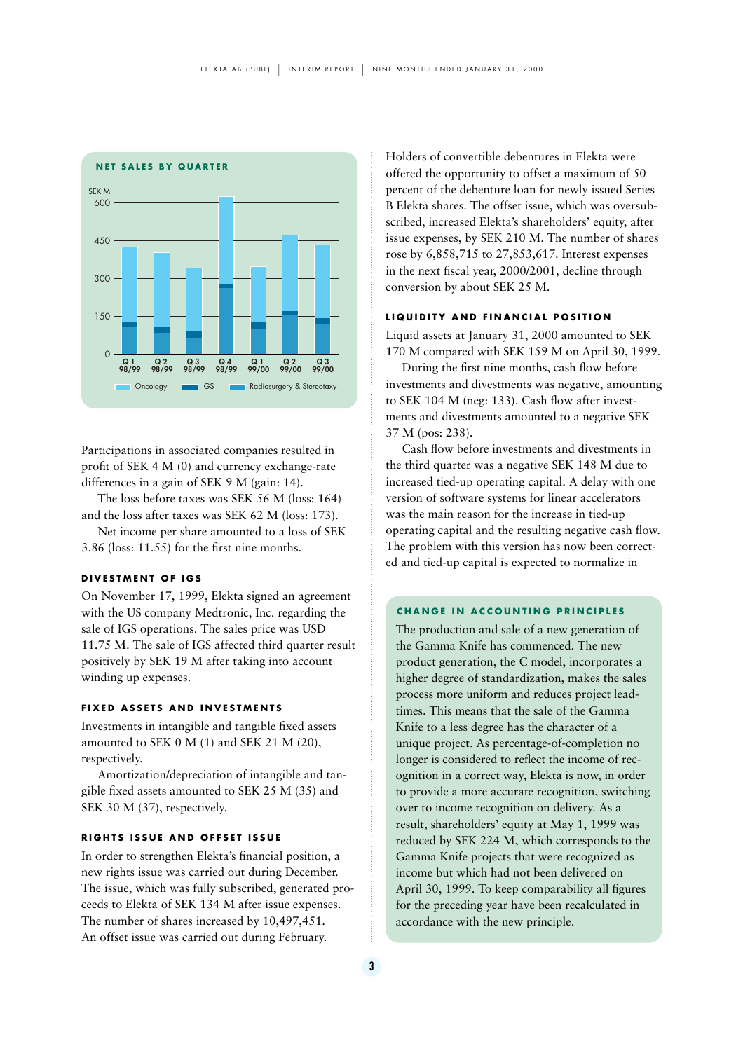**NET SALES BY QUARTER**

Participations in associated companies resulted in profit of SEK 4 M (0) and currency exchange-rate differences in a gain of SEK 9 M (gain: 14).

The loss before taxes was SEK 56 M (loss: 164) and the loss after taxes was SEK 62 M (loss: 173).

Net income per share amounted to a loss of SEK 3.86 (loss: 11.55) for the first nine months.

### DIVESTMENT OF IGS

On November 17, 1999, Elekta signed an agreement with the US company Medtronic, Inc. regarding the sale of IGS operations. The sales price was USD 11.75 M. The sale of IGS affected third quarter result positively by SEK 19 M after taking into account winding up expenses.

### FIXED ASSETS AND INVESTMENTS

Investments in intangible and tangible fixed assets amounted to SEK 0 M (1) and SEK 21 M (20), respectively.

Amortization/depreciation of intangible and tangible fixed assets amounted to SEK 25 M (35) and SEK 30 M (37), respectively.

### RIGHTS ISSUE AND OFFSET ISSUE

In order to strengthen Elekta's financial position, a new rights issue was carried out during December. The issue, which was fully subscribed, generated proceeds to Elekta of SEK 134 M after issue expenses. The number of shares increased by 10,497,451. An offset issue was carried out during February. Holders of convertible debentures in Elekta were offered the opportunity to offset a maximum of 50 percent of the debenture loan for newly issued Series B Elekta shares. The offset issue, which was oversubscribed, increased Elekta's shareholders' equity, after issue expenses, by SEK 210 M. The number of shares rose by 6,858,715 to 27,853,617. Interest expenses in the next fiscal year, 2000/2001, decline through conversion by about SEK 25 M.

### LIQUIDITY AND FINANCIAL POSITION

Liquid assets at January 31, 2000 amounted to SEK 170 M compared with SEK 159 M on April 30, 1999.

During the first nine months, cash flow before investments and divestments was negative, amounting to SEK 104 M (neg: 133). Cash flow after investments and divestments amounted to a negative SEK 37 M (pos: 238).

Cash flow before investments and divestments in the third quarter was a negative SEK 148 M due to increased tied-up operating capital. A delay with one version of software systems for linear accelerators was the main reason for the increase in tied-up operating capital and the resulting negative cash flow. The problem with this version has now been corrected and tied-up capital is expected to normalize in

### CHANGE IN ACCOUNTING PRINCIPLES

The production and sale of a new generation of the Gamma Knife has commenced. The new product generation, the C model, incorporates a higher degree of standardization, makes the sales process more uniform and reduces project leadtimes. This means that the sale of the Gamma Knife to a less degree has the character of a unique project. As percentage-of-completion no longer is considered to reflect the income of recognition in a correct way, Elekta is now, in order to provide a more accurate recognition, switching over to income recognition on delivery. As a result, shareholders' equity at May 1, 1999 was reduced by SEK 224 M, which corresponds to the Gamma Knife projects that were recognized as income but which had not been delivered on April 30, 1999. To keep comparability all figures for the preceding year have been recalculated in accordance with the new principle.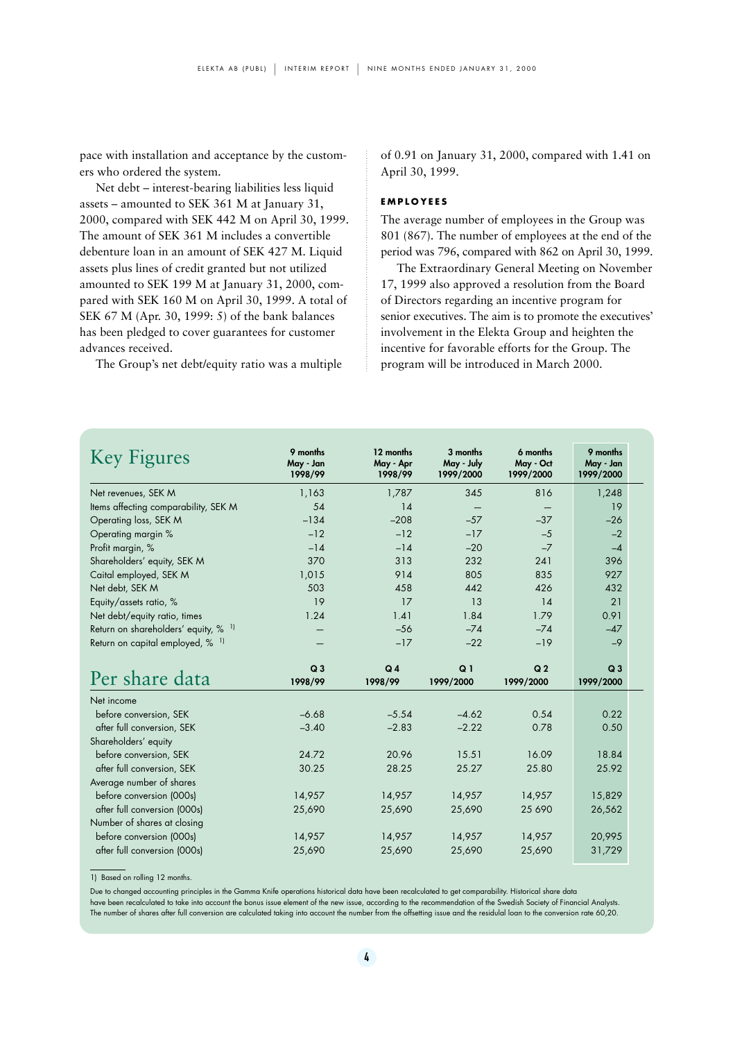pace with installation and acceptance by the customers who ordered the system.

Net debt – interest-bearing liabilities less liquid assets – amounted to SEK 361 M at January 31, 2000, compared with SEK 442 M on April 30, 1999. The amount of SEK 361 M includes a convertible debenture loan in an amount of SEK 427 M. Liquid assets plus lines of credit granted but not utilized amounted to SEK 199 M at January 31, 2000, compared with SEK 160 M on April 30, 1999. A total of SEK 67 M (Apr. 30, 1999: 5) of the bank balances has been pledged to cover guarantees for customer advances received.

The Group's net debt/equity ratio was a multiple of 0.91 on January 31, 2000, compared with 1.41 on April 30, 1999.

### EMPLOYEES

The average number of employees in the Group was 801 (867). The number of employees at the end of the period was 796, compared with 862 on April 30, 1999.

The Extraordinary General Meeting on November 17, 1999 also approved a resolution from the Board of Directors regarding an incentive program for senior executives. The aim is to promote the executives' involvement in the Elekta Group and heighten the incentive for favorable efforts for the Group. The program will be introduced in March 2000.

## Key Figures

| | 9 months May - Jan 1998/99 | 12 months May - Apr 1998/99 | 3 months May - July 1999/2000 | 6 months May - Oct 1999/2000 | 9 months May - Jan 1999/2000 |
|---|---|---|---|---|---|
| Net revenues, SEK M | 1,163 | 1,787 | 345 | 816 | 1,248 |
| Items affecting comparability, SEK M | 54 | 14 | – | – | 19 |
| Operating loss, SEK M | –134 | –208 | –57 | –37 | –26 |
| Operating margin % | –12 | –12 | –17 | –5 | –2 |
| Profit margin, % | –14 | –14 | –20 | –7 | –4 |
| Shareholders' equity, SEK M | 370 | 313 | 232 | 241 | 396 |
| Caital employed, SEK M | 1,015 | 914 | 805 | 835 | 927 |
| Net debt, SEK M | 503 | 458 | 442 | 426 | 432 |
| Equity/assets ratio, % | 19 | 17 | 13 | 14 | 21 |
| Net debt/equity ratio, times | 1.24 | 1.41 | 1.84 | 1.79 | 0.91 |
| Return on shareholders' equity, % [1] | – | –56 | –74 | –74 | –47 |
| Return on capital employed, % [1] | – | –17 | –22 | –19 | –9 |

## Per share data

| | Q 3 1998/99 | Q 4 1998/99 | Q 1 1999/2000 | Q 2 1999/2000 | Q 3 1999/2000 |
|---|---|---|---|---|---|
| Net income | | | | | |
| before conversion, SEK | –6.68 | –5.54 | –4.62 | 0.54 | 0.22 |
| after full conversion, SEK | –3.40 | –2.83 | –2.22 | 0.78 | 0.50 |
| Shareholders' equity | | | | | |
| before conversion, SEK | 24.72 | 20.96 | 15.51 | 16.09 | 18.84 |
| after full conversion, SEK | 30.25 | 28.25 | 25.27 | 25.80 | 25.92 |
| Average number of shares | | | | | |
| before conversion (000s) | 14,957 | 14,957 | 14,957 | 14,957 | 15,829 |
| after full conversion (000s) | 25,690 | 25,690 | 25,690 | 25 690 | 26,562 |
| Number of shares at closing | | | | | |
| before conversion (000s) | 14,957 | 14,957 | 14,957 | 14,957 | 20,995 |
| after full conversion (000s) | 25,690 | 25,690 | 25,690 | 25,690 | 31,729 |

1) Based on rolling 12 months.

Due to changed accounting principles in the Gamma Knife operations historical data have been recalculated to get comparability. Historical share data have been recalculated to take into account the bonus issue element of the new issue, according to the recommendation of the Swedish Society of Financial Analysts. The number of shares after full conversion are calculated taking into account the number from the offsetting issue and the residulal loan to the conversion rate 60,20.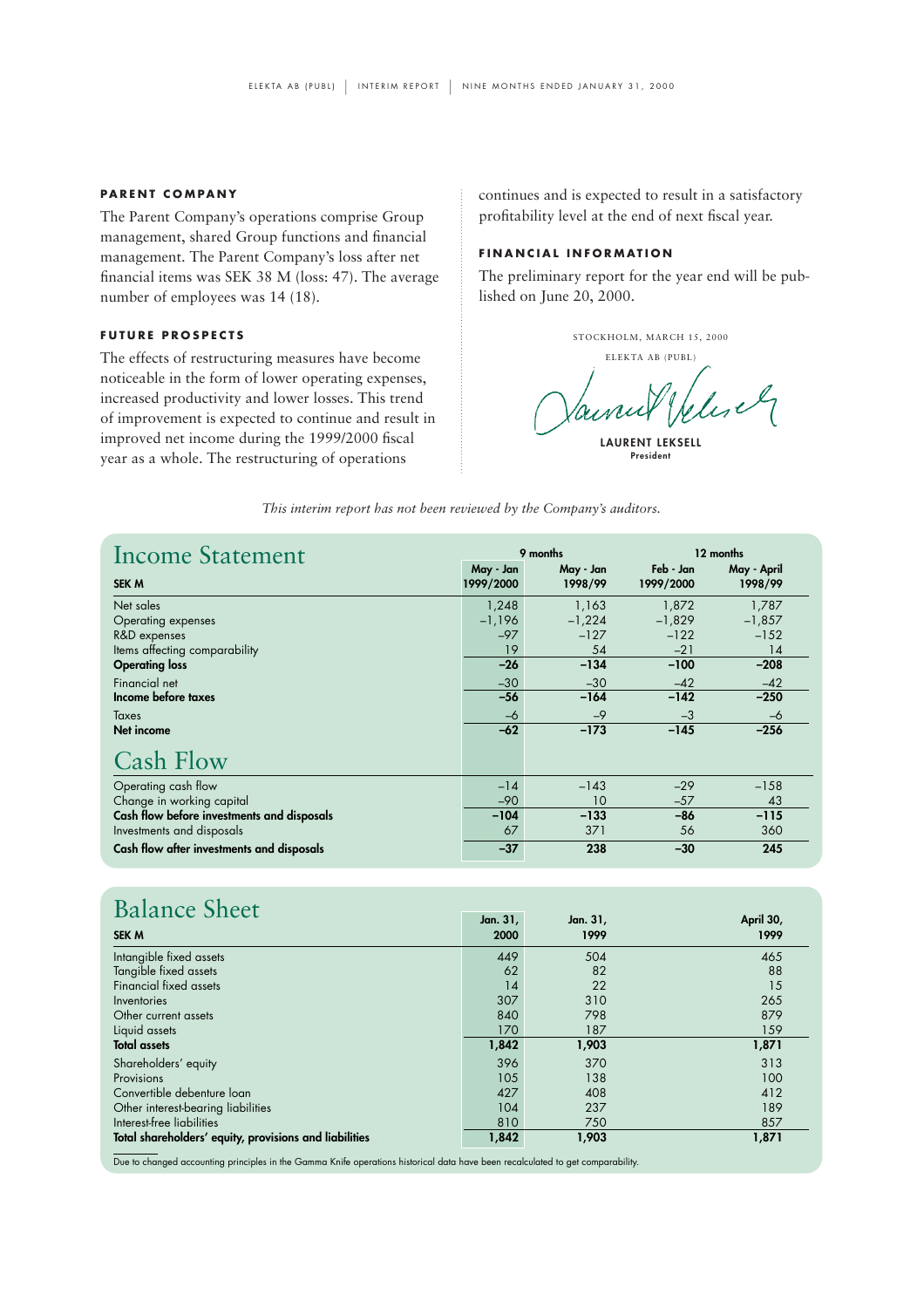### PARENT COMPANY

The Parent Company's operations comprise Group management, shared Group functions and financial management. The Parent Company's loss after net financial items was SEK 38 M (loss: 47). The average number of employees was 14 (18).

### FUTURE PROSPECTS

The effects of restructuring measures have become noticeable in the form of lower operating expenses, increased productivity and lower losses. This trend of improvement is expected to continue and result in improved net income during the 1999/2000 fiscal year as a whole. The restructuring of operations continues and is expected to result in a satisfactory profitability level at the end of next fiscal year.

### FINANCIAL INFORMATION

The preliminary report for the year end will be published on June 20, 2000.

STOCKHOLM, MARCH 15, 2000

ELEKTA AB (PUBL)

**LAURENT LEKSELL**
**President**

*This interim report has not been reviewed by the Company's auditors.*

## Income Statement

| SEK M | 9 months | | 12 months | |
|---|---|---|---|---|
| | May - Jan 1999/2000 | May - Jan 1998/99 | Feb - Jan 1999/2000 | May - April 1998/99 |
| Net sales | 1,248 | 1,163 | 1,872 | 1,787 |
| Operating expenses | –1,196 | –1,224 | –1,829 | –1,857 |
| R&D expenses | –97 | –127 | –122 | –152 |
| Items affecting comparability | 19 | 54 | –21 | 14 |
| **Operating loss** | **–26** | **–134** | **–100** | **–208** |
| Financial net | –30 | –30 | –42 | –42 |
| **Income before taxes** | **–56** | **–164** | **–142** | **–250** |
| Taxes | –6 | –9 | –3 | –6 |
| **Net income** | **–62** | **–173** | **–145** | **–256** |

## Cash Flow

| SEK M | May - Jan 1999/2000 | May - Jan 1998/99 | Feb - Jan 1999/2000 | May - April 1998/99 |
|---|---|---|---|---|
| Operating cash flow | –14 | –143 | –29 | –158 |
| Change in working capital | –90 | 10 | –57 | 43 |
| **Cash flow before investments and disposals** | **–104** | **–133** | **–86** | **–115** |
| Investments and disposals | 67 | 371 | 56 | 360 |
| **Cash flow after investments and disposals** | **–37** | **238** | **–30** | **245** |

## Balance Sheet

| SEK M | Jan. 31, 2000 | Jan. 31, 1999 | April 30, 1999 |
|---|---|---|---|
| Intangible fixed assets | 449 | 504 | 465 |
| Tangible fixed assets | 62 | 82 | 88 |
| Financial fixed assets | 14 | 22 | 15 |
| Inventories | 307 | 310 | 265 |
| Other current assets | 840 | 798 | 879 |
| Liquid assets | 170 | 187 | 159 |
| **Total assets** | **1,842** | **1,903** | **1,871** |
| Shareholders' equity | 396 | 370 | 313 |
| Provisions | 105 | 138 | 100 |
| Convertible debenture loan | 427 | 408 | 412 |
| Other interest-bearing liabilities | 104 | 237 | 189 |
| Interest-free liabilities | 810 | 750 | 857 |
| **Total shareholders' equity, provisions and liabilities** | **1,842** | **1,903** | **1,871** |

Due to changed accounting principles in the Gamma Knife operations historical data have been recalculated to get comparability.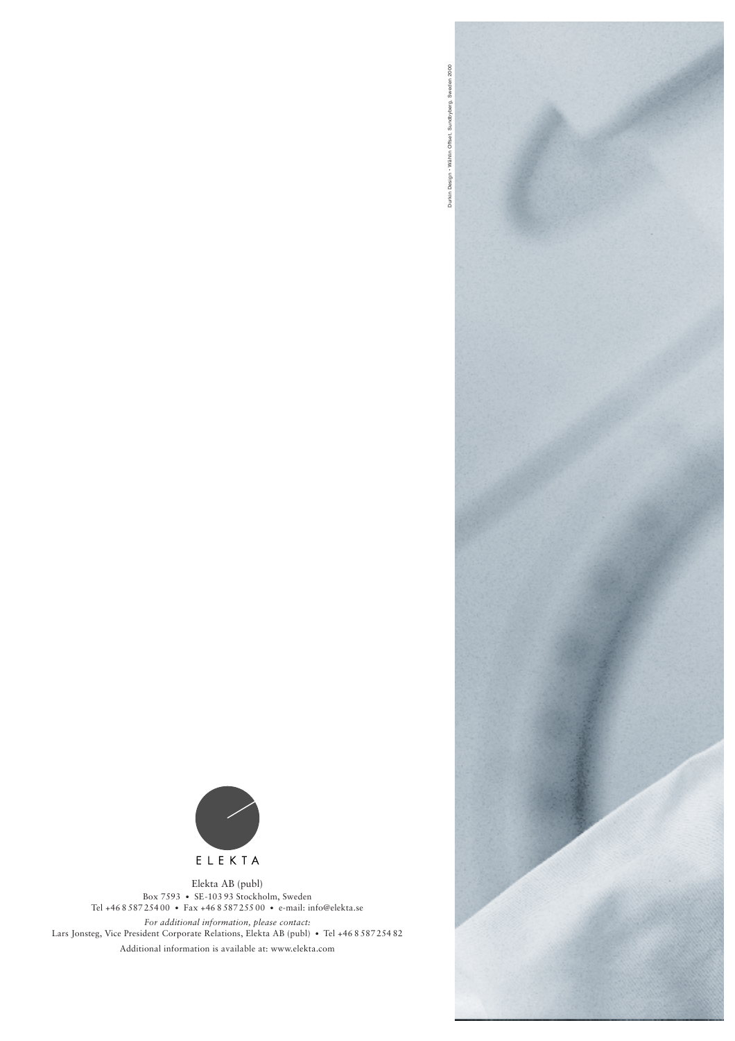Durkin Design • Wåhlin Offset, Sundbyberg, Sweden 2000

ELEKTA

Elekta AB (publ)
Box 7593 • SE-103 93 Stockholm, Sweden
Tel +46 8 587 254 00 • Fax +46 8 587 255 00 • e-mail: info@elekta.se

*For additional information, please contact:*
Lars Jonsteg, Vice President Corporate Relations, Elekta AB (publ) • Tel +46 8 587 254 82

Additional information is available at: www.elekta.com